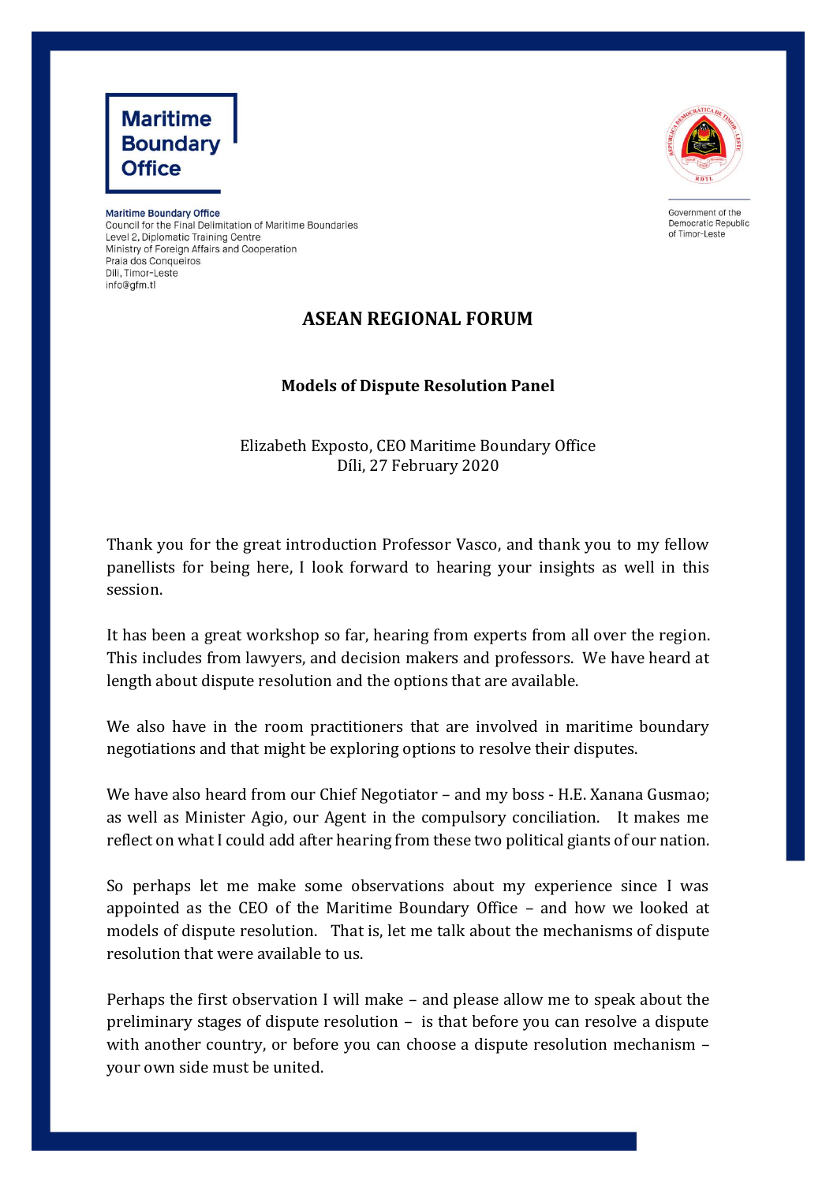**Maritime Boundary Office**

Maritime Boundary Office
Council for the Final Delimitation of Maritime Boundaries
Level 2, Diplomatic Training Centre
Ministry of Foreign Affairs and Cooperation
Praia dos Conqueiros
Dili, Timor-Leste
info@gfm.tl

Government of the Democratic Republic of Timor-Leste

# ASEAN REGIONAL FORUM

## Models of Dispute Resolution Panel

Elizabeth Exposto, CEO Maritime Boundary Office
Díli, 27 February 2020

Thank you for the great introduction Professor Vasco, and thank you to my fellow panellists for being here, I look forward to hearing your insights as well in this session.

It has been a great workshop so far, hearing from experts from all over the region. This includes from lawyers, and decision makers and professors. We have heard at length about dispute resolution and the options that are available.

We also have in the room practitioners that are involved in maritime boundary negotiations and that might be exploring options to resolve their disputes.

We have also heard from our Chief Negotiator – and my boss - H.E. Xanana Gusmao; as well as Minister Agio, our Agent in the compulsory conciliation. It makes me reflect on what I could add after hearing from these two political giants of our nation.

So perhaps let me make some observations about my experience since I was appointed as the CEO of the Maritime Boundary Office – and how we looked at models of dispute resolution. That is, let me talk about the mechanisms of dispute resolution that were available to us.

Perhaps the first observation I will make – and please allow me to speak about the preliminary stages of dispute resolution – is that before you can resolve a dispute with another country, or before you can choose a dispute resolution mechanism – your own side must be united.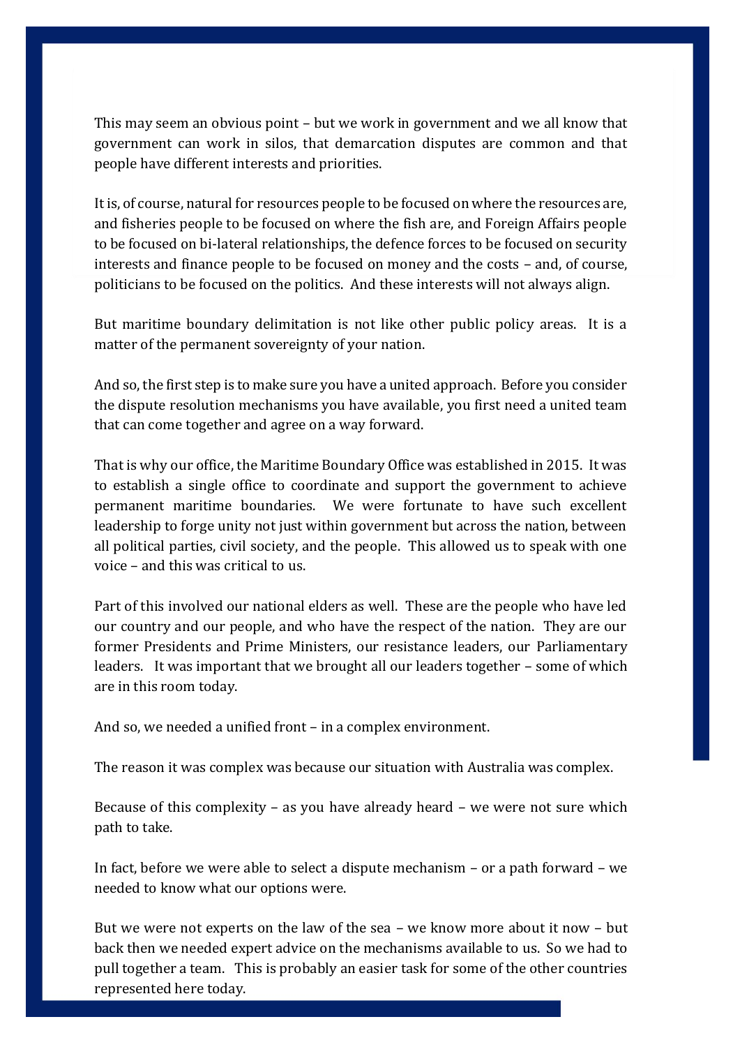This may seem an obvious point – but we work in government and we all know that government can work in silos, that demarcation disputes are common and that people have different interests and priorities.

It is, of course, natural for resources people to be focused on where the resources are, and fisheries people to be focused on where the fish are, and Foreign Affairs people to be focused on bi-lateral relationships, the defence forces to be focused on security interests and finance people to be focused on money and the costs – and, of course, politicians to be focused on the politics. And these interests will not always align.

But maritime boundary delimitation is not like other public policy areas. It is a matter of the permanent sovereignty of your nation.

And so, the first step is to make sure you have a united approach. Before you consider the dispute resolution mechanisms you have available, you first need a united team that can come together and agree on a way forward.

That is why our office, the Maritime Boundary Office was established in 2015. It was to establish a single office to coordinate and support the government to achieve permanent maritime boundaries. We were fortunate to have such excellent leadership to forge unity not just within government but across the nation, between all political parties, civil society, and the people. This allowed us to speak with one voice – and this was critical to us.

Part of this involved our national elders as well. These are the people who have led our country and our people, and who have the respect of the nation. They are our former Presidents and Prime Ministers, our resistance leaders, our Parliamentary leaders. It was important that we brought all our leaders together – some of which are in this room today.

And so, we needed a unified front – in a complex environment.

The reason it was complex was because our situation with Australia was complex.

Because of this complexity – as you have already heard – we were not sure which path to take.

In fact, before we were able to select a dispute mechanism – or a path forward – we needed to know what our options were.

But we were not experts on the law of the sea – we know more about it now – but back then we needed expert advice on the mechanisms available to us. So we had to pull together a team. This is probably an easier task for some of the other countries represented here today.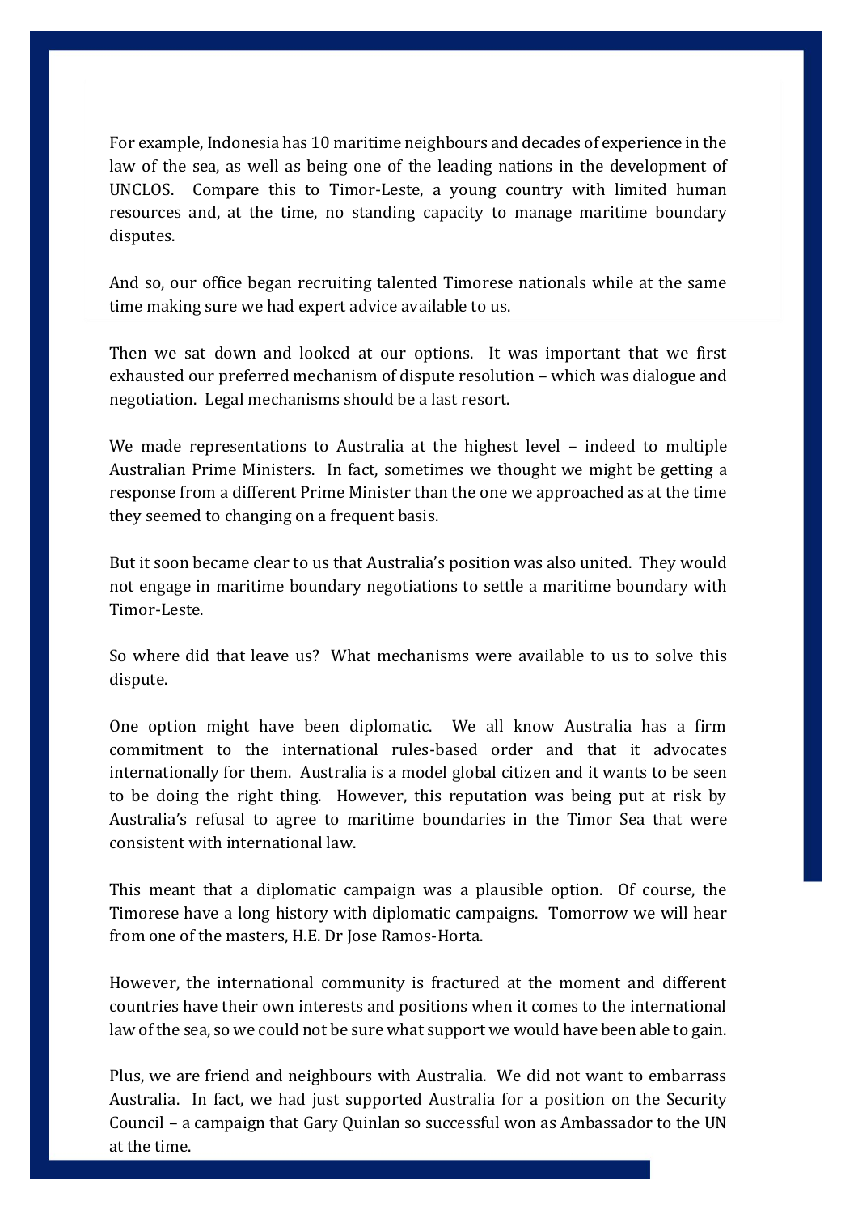For example, Indonesia has 10 maritime neighbours and decades of experience in the law of the sea, as well as being one of the leading nations in the development of UNCLOS. Compare this to Timor-Leste, a young country with limited human resources and, at the time, no standing capacity to manage maritime boundary disputes.

And so, our office began recruiting talented Timorese nationals while at the same time making sure we had expert advice available to us.

Then we sat down and looked at our options. It was important that we first exhausted our preferred mechanism of dispute resolution – which was dialogue and negotiation. Legal mechanisms should be a last resort.

We made representations to Australia at the highest level – indeed to multiple Australian Prime Ministers. In fact, sometimes we thought we might be getting a response from a different Prime Minister than the one we approached as at the time they seemed to changing on a frequent basis.

But it soon became clear to us that Australia's position was also united. They would not engage in maritime boundary negotiations to settle a maritime boundary with Timor-Leste.

So where did that leave us? What mechanisms were available to us to solve this dispute.

One option might have been diplomatic. We all know Australia has a firm commitment to the international rules-based order and that it advocates internationally for them. Australia is a model global citizen and it wants to be seen to be doing the right thing. However, this reputation was being put at risk by Australia's refusal to agree to maritime boundaries in the Timor Sea that were consistent with international law.

This meant that a diplomatic campaign was a plausible option. Of course, the Timorese have a long history with diplomatic campaigns. Tomorrow we will hear from one of the masters, H.E. Dr Jose Ramos-Horta.

However, the international community is fractured at the moment and different countries have their own interests and positions when it comes to the international law of the sea, so we could not be sure what support we would have been able to gain.

Plus, we are friend and neighbours with Australia. We did not want to embarrass Australia. In fact, we had just supported Australia for a position on the Security Council – a campaign that Gary Quinlan so successful won as Ambassador to the UN at the time.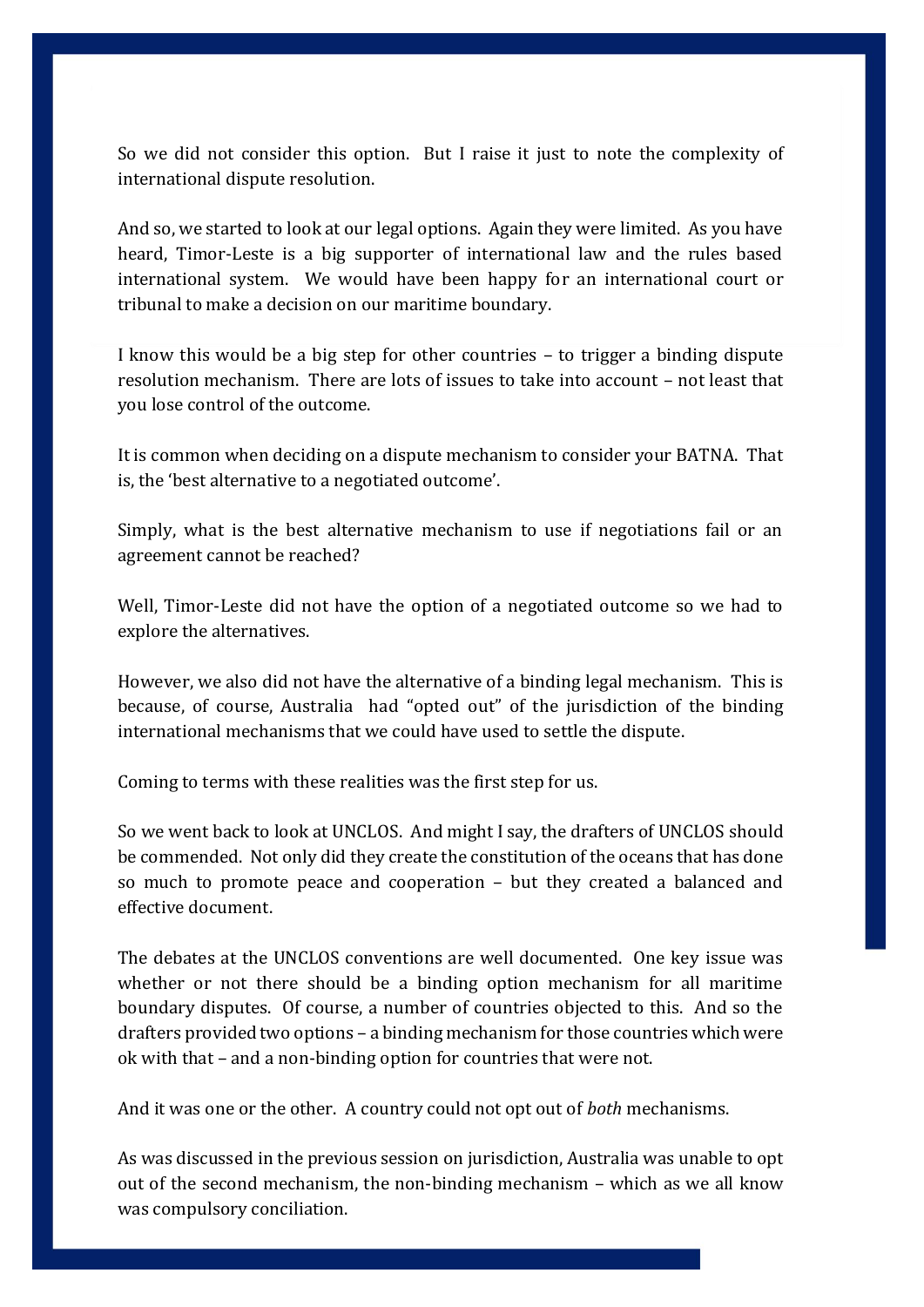So we did not consider this option. But I raise it just to note the complexity of international dispute resolution.

And so, we started to look at our legal options. Again they were limited. As you have heard, Timor-Leste is a big supporter of international law and the rules based international system. We would have been happy for an international court or tribunal to make a decision on our maritime boundary.

I know this would be a big step for other countries – to trigger a binding dispute resolution mechanism. There are lots of issues to take into account – not least that you lose control of the outcome.

It is common when deciding on a dispute mechanism to consider your BATNA. That is, the 'best alternative to a negotiated outcome'.

Simply, what is the best alternative mechanism to use if negotiations fail or an agreement cannot be reached?

Well, Timor-Leste did not have the option of a negotiated outcome so we had to explore the alternatives.

However, we also did not have the alternative of a binding legal mechanism. This is because, of course, Australia had "opted out" of the jurisdiction of the binding international mechanisms that we could have used to settle the dispute.

Coming to terms with these realities was the first step for us.

So we went back to look at UNCLOS. And might I say, the drafters of UNCLOS should be commended. Not only did they create the constitution of the oceans that has done so much to promote peace and cooperation – but they created a balanced and effective document.

The debates at the UNCLOS conventions are well documented. One key issue was whether or not there should be a binding option mechanism for all maritime boundary disputes. Of course, a number of countries objected to this. And so the drafters provided two options – a binding mechanism for those countries which were ok with that – and a non-binding option for countries that were not.

And it was one or the other. A country could not opt out of *both* mechanisms.

As was discussed in the previous session on jurisdiction, Australia was unable to opt out of the second mechanism, the non-binding mechanism – which as we all know was compulsory conciliation.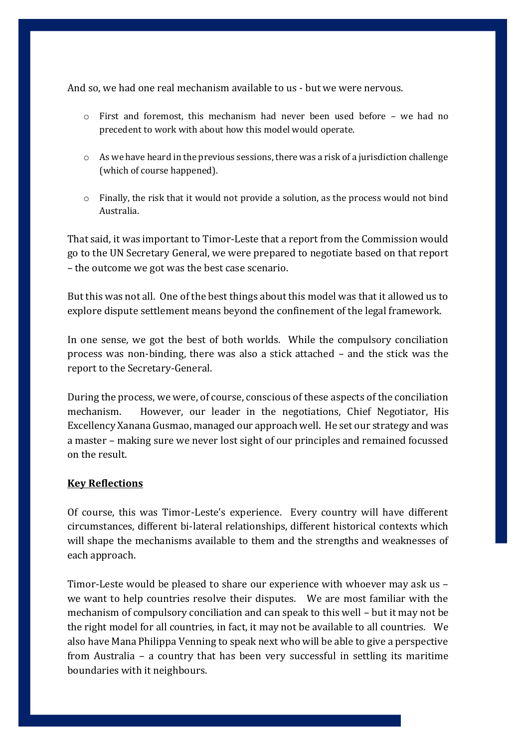And so, we had one real mechanism available to us - but we were nervous.

- First and foremost, this mechanism had never been used before – we had no precedent to work with about how this model would operate.
- As we have heard in the previous sessions, there was a risk of a jurisdiction challenge (which of course happened).
- Finally, the risk that it would not provide a solution, as the process would not bind Australia.

That said, it was important to Timor-Leste that a report from the Commission would go to the UN Secretary General, we were prepared to negotiate based on that report – the outcome we got was the best case scenario.

But this was not all. One of the best things about this model was that it allowed us to explore dispute settlement means beyond the confinement of the legal framework.

In one sense, we got the best of both worlds. While the compulsory conciliation process was non-binding, there was also a stick attached – and the stick was the report to the Secretary-General.

During the process, we were, of course, conscious of these aspects of the conciliation mechanism. However, our leader in the negotiations, Chief Negotiator, His Excellency Xanana Gusmao, managed our approach well. He set our strategy and was a master – making sure we never lost sight of our principles and remained focussed on the result.

## Key Reflections

Of course, this was Timor-Leste's experience. Every country will have different circumstances, different bi-lateral relationships, different historical contexts which will shape the mechanisms available to them and the strengths and weaknesses of each approach.

Timor-Leste would be pleased to share our experience with whoever may ask us – we want to help countries resolve their disputes. We are most familiar with the mechanism of compulsory conciliation and can speak to this well – but it may not be the right model for all countries, in fact, it may not be available to all countries. We also have Mana Philippa Venning to speak next who will be able to give a perspective from Australia – a country that has been very successful in settling its maritime boundaries with it neighbours.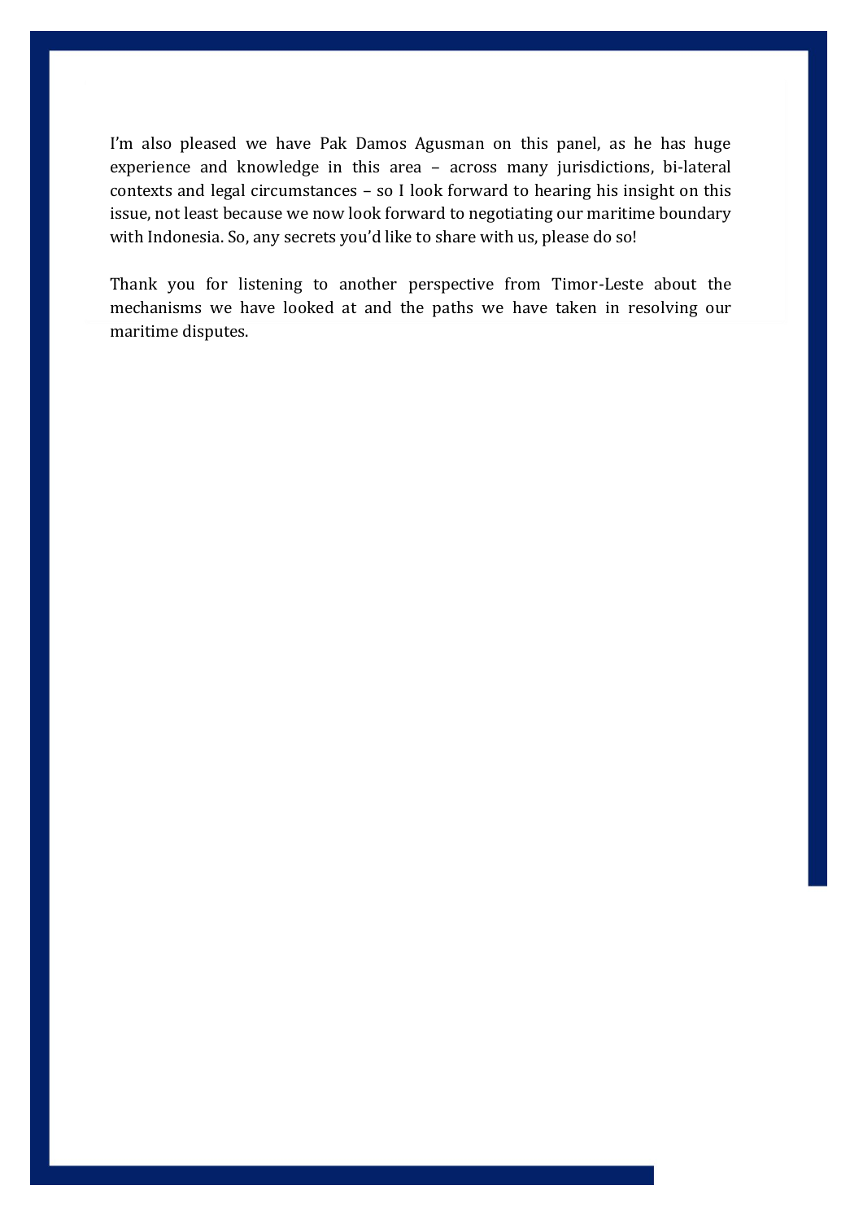I'm also pleased we have Pak Damos Agusman on this panel, as he has huge experience and knowledge in this area – across many jurisdictions, bi-lateral contexts and legal circumstances – so I look forward to hearing his insight on this issue, not least because we now look forward to negotiating our maritime boundary with Indonesia. So, any secrets you'd like to share with us, please do so!

Thank you for listening to another perspective from Timor-Leste about the mechanisms we have looked at and the paths we have taken in resolving our maritime disputes.